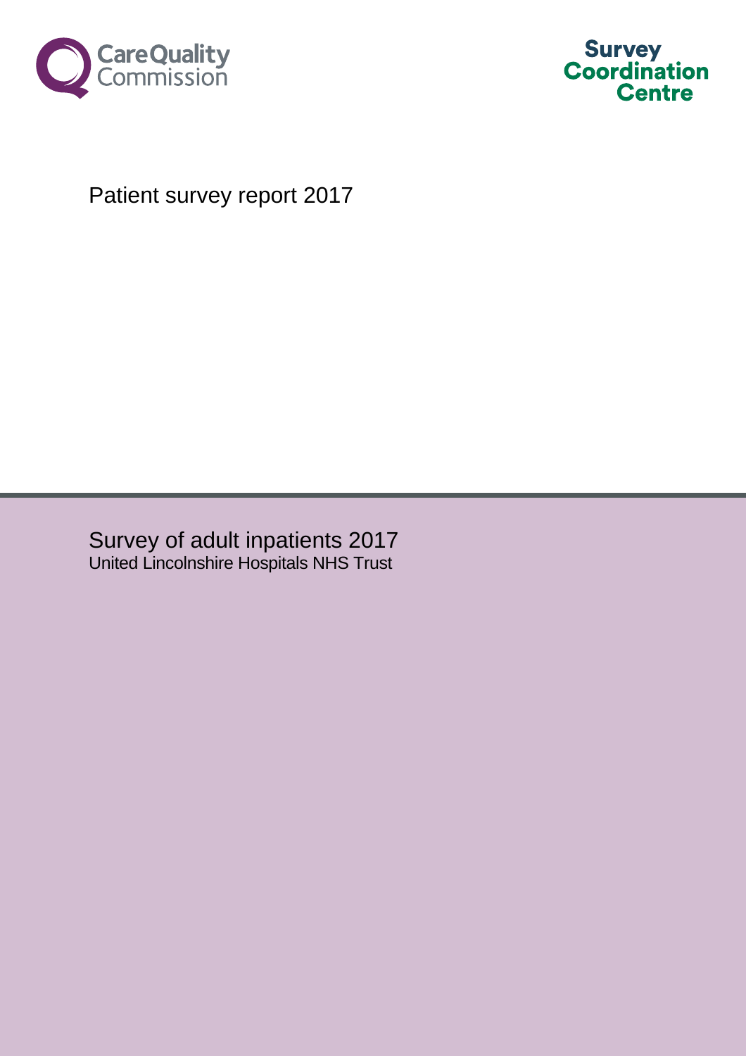Care Quality Commission

Survey Coordination Centre

# Patient survey report 2017

## Survey of adult inpatients 2017

United Lincolnshire Hospitals NHS Trust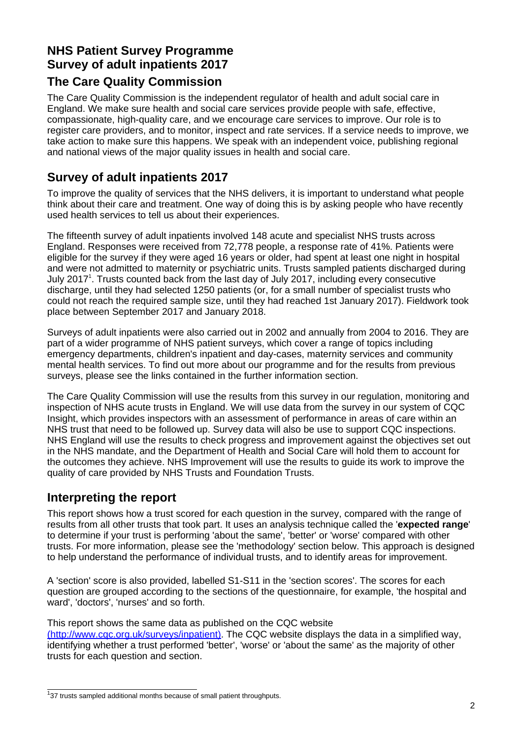## NHS Patient Survey Programme
## Survey of adult inpatients 2017

## The Care Quality Commission

The Care Quality Commission is the independent regulator of health and adult social care in England. We make sure health and social care services provide people with safe, effective, compassionate, high-quality care, and we encourage care services to improve. Our role is to register care providers, and to monitor, inspect and rate services. If a service needs to improve, we take action to make sure this happens. We speak with an independent voice, publishing regional and national views of the major quality issues in health and social care.

## Survey of adult inpatients 2017

To improve the quality of services that the NHS delivers, it is important to understand what people think about their care and treatment. One way of doing this is by asking people who have recently used health services to tell us about their experiences.

The fifteenth survey of adult inpatients involved 148 acute and specialist NHS trusts across England. Responses were received from 72,778 people, a response rate of 41%. Patients were eligible for the survey if they were aged 16 years or older, had spent at least one night in hospital and were not admitted to maternity or psychiatric units. Trusts sampled patients discharged during July 2017[1]. Trusts counted back from the last day of July 2017, including every consecutive discharge, until they had selected 1250 patients (or, for a small number of specialist trusts who could not reach the required sample size, until they had reached 1st January 2017). Fieldwork took place between September 2017 and January 2018.

Surveys of adult inpatients were also carried out in 2002 and annually from 2004 to 2016. They are part of a wider programme of NHS patient surveys, which cover a range of topics including emergency departments, children's inpatient and day-cases, maternity services and community mental health services. To find out more about our programme and for the results from previous surveys, please see the links contained in the further information section.

The Care Quality Commission will use the results from this survey in our regulation, monitoring and inspection of NHS acute trusts in England. We will use data from the survey in our system of CQC Insight, which provides inspectors with an assessment of performance in areas of care within an NHS trust that need to be followed up. Survey data will also be use to support CQC inspections. NHS England will use the results to check progress and improvement against the objectives set out in the NHS mandate, and the Department of Health and Social Care will hold them to account for the outcomes they achieve. NHS Improvement will use the results to guide its work to improve the quality of care provided by NHS Trusts and Foundation Trusts.

## Interpreting the report

This report shows how a trust scored for each question in the survey, compared with the range of results from all other trusts that took part. It uses an analysis technique called the '**expected range**' to determine if your trust is performing 'about the same', 'better' or 'worse' compared with other trusts. For more information, please see the 'methodology' section below. This approach is designed to help understand the performance of individual trusts, and to identify areas for improvement.

A 'section' score is also provided, labelled S1-S11 in the 'section scores'. The scores for each question are grouped according to the sections of the questionnaire, for example, 'the hospital and ward', 'doctors', 'nurses' and so forth.

This report shows the same data as published on the CQC website (http://www.cqc.org.uk/surveys/inpatient). The CQC website displays the data in a simplified way, identifying whether a trust performed 'better', 'worse' or 'about the same' as the majority of other trusts for each question and section.

[1] 37 trusts sampled additional months because of small patient throughputs.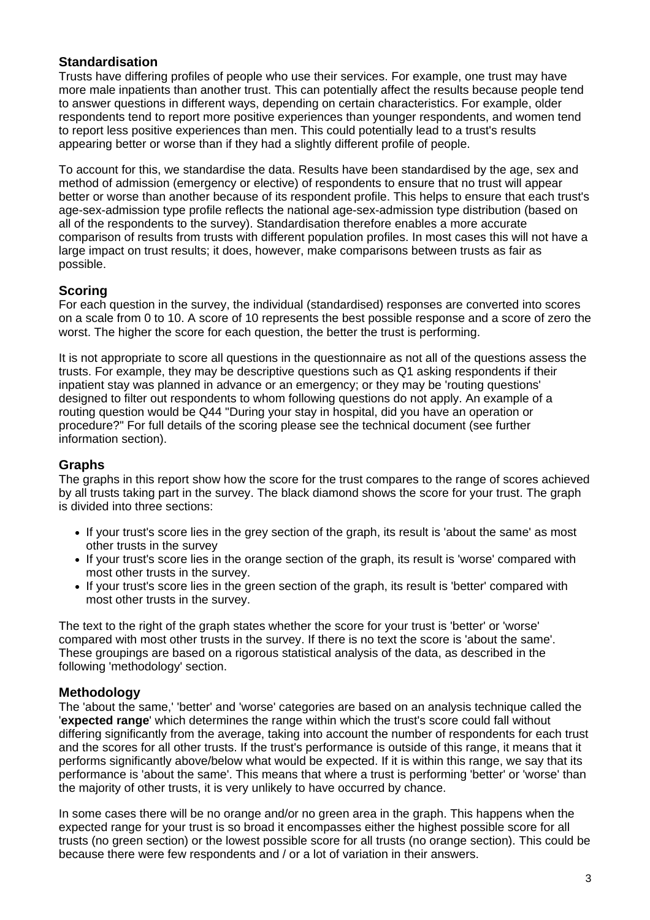## Standardisation

Trusts have differing profiles of people who use their services. For example, one trust may have more male inpatients than another trust. This can potentially affect the results because people tend to answer questions in different ways, depending on certain characteristics. For example, older respondents tend to report more positive experiences than younger respondents, and women tend to report less positive experiences than men. This could potentially lead to a trust's results appearing better or worse than if they had a slightly different profile of people.

To account for this, we standardise the data. Results have been standardised by the age, sex and method of admission (emergency or elective) of respondents to ensure that no trust will appear better or worse than another because of its respondent profile. This helps to ensure that each trust's age-sex-admission type profile reflects the national age-sex-admission type distribution (based on all of the respondents to the survey). Standardisation therefore enables a more accurate comparison of results from trusts with different population profiles. In most cases this will not have a large impact on trust results; it does, however, make comparisons between trusts as fair as possible.

## Scoring

For each question in the survey, the individual (standardised) responses are converted into scores on a scale from 0 to 10. A score of 10 represents the best possible response and a score of zero the worst. The higher the score for each question, the better the trust is performing.

It is not appropriate to score all questions in the questionnaire as not all of the questions assess the trusts. For example, they may be descriptive questions such as Q1 asking respondents if their inpatient stay was planned in advance or an emergency; or they may be 'routing questions' designed to filter out respondents to whom following questions do not apply. An example of a routing question would be Q44 "During your stay in hospital, did you have an operation or procedure?" For full details of the scoring please see the technical document (see further information section).

## Graphs

The graphs in this report show how the score for the trust compares to the range of scores achieved by all trusts taking part in the survey. The black diamond shows the score for your trust. The graph is divided into three sections:

- If your trust's score lies in the grey section of the graph, its result is 'about the same' as most other trusts in the survey
- If your trust's score lies in the orange section of the graph, its result is 'worse' compared with most other trusts in the survey.
- If your trust's score lies in the green section of the graph, its result is 'better' compared with most other trusts in the survey.

The text to the right of the graph states whether the score for your trust is 'better' or 'worse' compared with most other trusts in the survey. If there is no text the score is 'about the same'. These groupings are based on a rigorous statistical analysis of the data, as described in the following 'methodology' section.

## Methodology

The 'about the same,' 'better' and 'worse' categories are based on an analysis technique called the '**expected range**' which determines the range within which the trust's score could fall without differing significantly from the average, taking into account the number of respondents for each trust and the scores for all other trusts. If the trust's performance is outside of this range, it means that it performs significantly above/below what would be expected. If it is within this range, we say that its performance is 'about the same'. This means that where a trust is performing 'better' or 'worse' than the majority of other trusts, it is very unlikely to have occurred by chance.

In some cases there will be no orange and/or no green area in the graph. This happens when the expected range for your trust is so broad it encompasses either the highest possible score for all trusts (no green section) or the lowest possible score for all trusts (no orange section). This could be because there were few respondents and / or a lot of variation in their answers.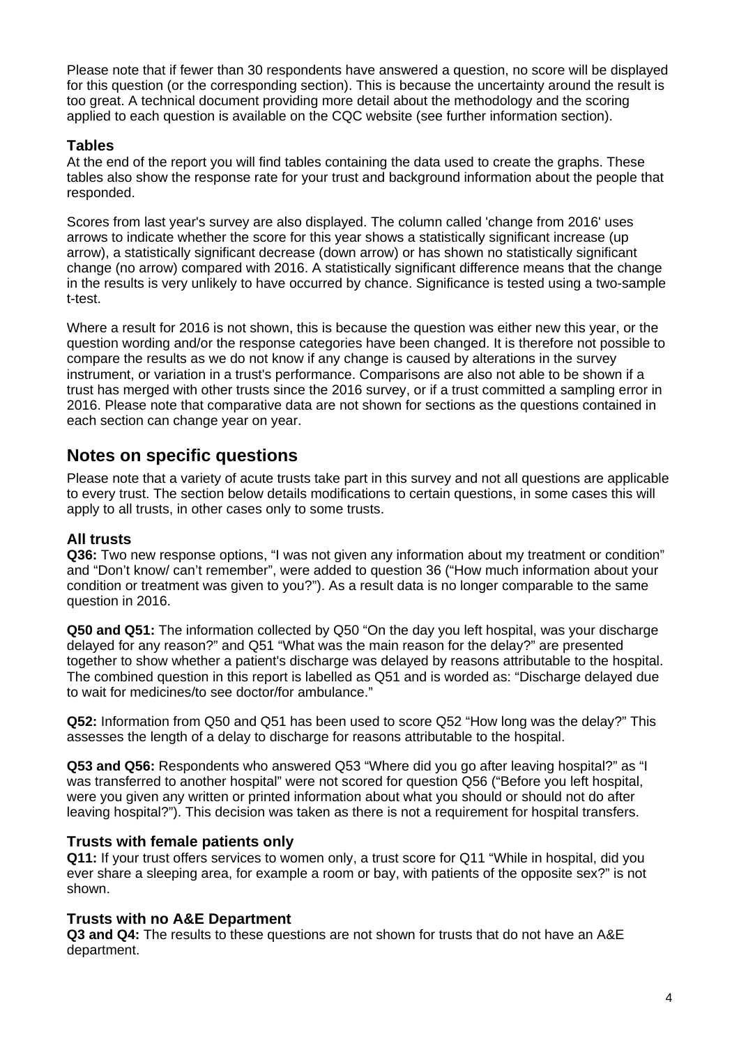Please note that if fewer than 30 respondents have answered a question, no score will be displayed for this question (or the corresponding section). This is because the uncertainty around the result is too great. A technical document providing more detail about the methodology and the scoring applied to each question is available on the CQC website (see further information section).

### Tables

At the end of the report you will find tables containing the data used to create the graphs. These tables also show the response rate for your trust and background information about the people that responded.

Scores from last year's survey are also displayed. The column called 'change from 2016' uses arrows to indicate whether the score for this year shows a statistically significant increase (up arrow), a statistically significant decrease (down arrow) or has shown no statistically significant change (no arrow) compared with 2016. A statistically significant difference means that the change in the results is very unlikely to have occurred by chance. Significance is tested using a two-sample t-test.

Where a result for 2016 is not shown, this is because the question was either new this year, or the question wording and/or the response categories have been changed. It is therefore not possible to compare the results as we do not know if any change is caused by alterations in the survey instrument, or variation in a trust's performance. Comparisons are also not able to be shown if a trust has merged with other trusts since the 2016 survey, or if a trust committed a sampling error in 2016. Please note that comparative data are not shown for sections as the questions contained in each section can change year on year.

## Notes on specific questions

Please note that a variety of acute trusts take part in this survey and not all questions are applicable to every trust. The section below details modifications to certain questions, in some cases this will apply to all trusts, in other cases only to some trusts.

### All trusts

**Q36:** Two new response options, "I was not given any information about my treatment or condition" and "Don't know/ can't remember", were added to question 36 ("How much information about your condition or treatment was given to you?"). As a result data is no longer comparable to the same question in 2016.

**Q50 and Q51:** The information collected by Q50 "On the day you left hospital, was your discharge delayed for any reason?" and Q51 "What was the main reason for the delay?" are presented together to show whether a patient's discharge was delayed by reasons attributable to the hospital. The combined question in this report is labelled as Q51 and is worded as: "Discharge delayed due to wait for medicines/to see doctor/for ambulance."

**Q52:** Information from Q50 and Q51 has been used to score Q52 "How long was the delay?" This assesses the length of a delay to discharge for reasons attributable to the hospital.

**Q53 and Q56:** Respondents who answered Q53 "Where did you go after leaving hospital?" as "I was transferred to another hospital" were not scored for question Q56 ("Before you left hospital, were you given any written or printed information about what you should or should not do after leaving hospital?"). This decision was taken as there is not a requirement for hospital transfers.

### Trusts with female patients only

**Q11:** If your trust offers services to women only, a trust score for Q11 "While in hospital, did you ever share a sleeping area, for example a room or bay, with patients of the opposite sex?" is not shown.

### Trusts with no A&E Department

**Q3 and Q4:** The results to these questions are not shown for trusts that do not have an A&E department.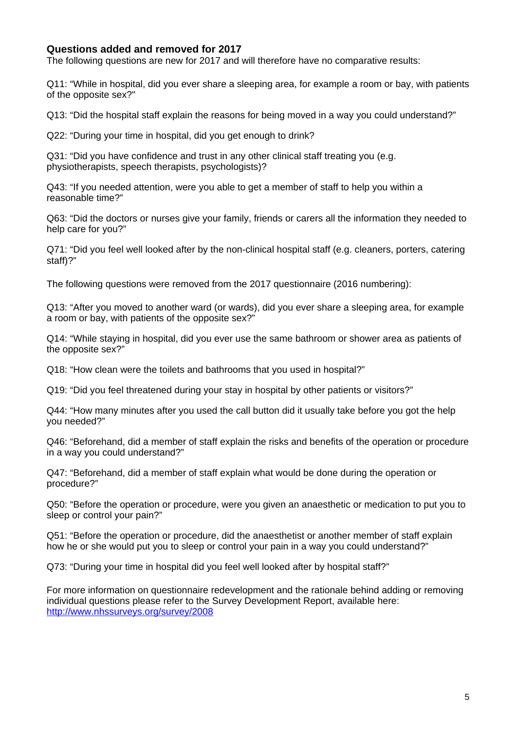### Questions added and removed for 2017

The following questions are new for 2017 and will therefore have no comparative results:

Q11: "While in hospital, did you ever share a sleeping area, for example a room or bay, with patients of the opposite sex?"

Q13: "Did the hospital staff explain the reasons for being moved in a way you could understand?"

Q22: "During your time in hospital, did you get enough to drink?

Q31: "Did you have confidence and trust in any other clinical staff treating you (e.g. physiotherapists, speech therapists, psychologists)?

Q43: "If you needed attention, were you able to get a member of staff to help you within a reasonable time?"

Q63: "Did the doctors or nurses give your family, friends or carers all the information they needed to help care for you?"

Q71: "Did you feel well looked after by the non-clinical hospital staff (e.g. cleaners, porters, catering staff)?"

The following questions were removed from the 2017 questionnaire (2016 numbering):

Q13: "After you moved to another ward (or wards), did you ever share a sleeping area, for example a room or bay, with patients of the opposite sex?"

Q14: "While staying in hospital, did you ever use the same bathroom or shower area as patients of the opposite sex?"

Q18: "How clean were the toilets and bathrooms that you used in hospital?"

Q19: "Did you feel threatened during your stay in hospital by other patients or visitors?"

Q44: "How many minutes after you used the call button did it usually take before you got the help you needed?"

Q46: "Beforehand, did a member of staff explain the risks and benefits of the operation or procedure in a way you could understand?"

Q47: "Beforehand, did a member of staff explain what would be done during the operation or procedure?"

Q50: "Before the operation or procedure, were you given an anaesthetic or medication to put you to sleep or control your pain?"

Q51: "Before the operation or procedure, did the anaesthetist or another member of staff explain how he or she would put you to sleep or control your pain in a way you could understand?"

Q73: "During your time in hospital did you feel well looked after by hospital staff?"

For more information on questionnaire redevelopment and the rationale behind adding or removing individual questions please refer to the Survey Development Report, available here: http://www.nhssurveys.org/survey/2008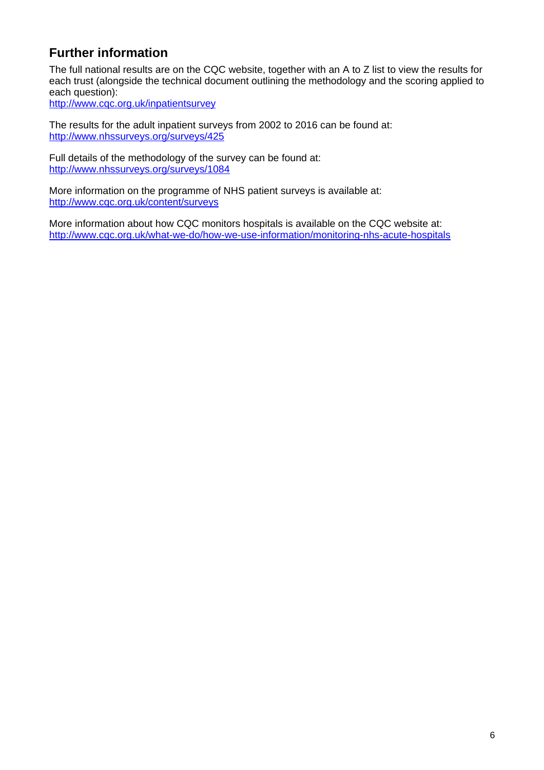## Further information

The full national results are on the CQC website, together with an A to Z list to view the results for each trust (alongside the technical document outlining the methodology and the scoring applied to each question):
http://www.cqc.org.uk/inpatientsurvey

The results for the adult inpatient surveys from 2002 to 2016 can be found at:
http://www.nhssurveys.org/surveys/425

Full details of the methodology of the survey can be found at:
http://www.nhssurveys.org/surveys/1084

More information on the programme of NHS patient surveys is available at:
http://www.cqc.org.uk/content/surveys

More information about how CQC monitors hospitals is available on the CQC website at:
http://www.cqc.org.uk/what-we-do/how-we-use-information/monitoring-nhs-acute-hospitals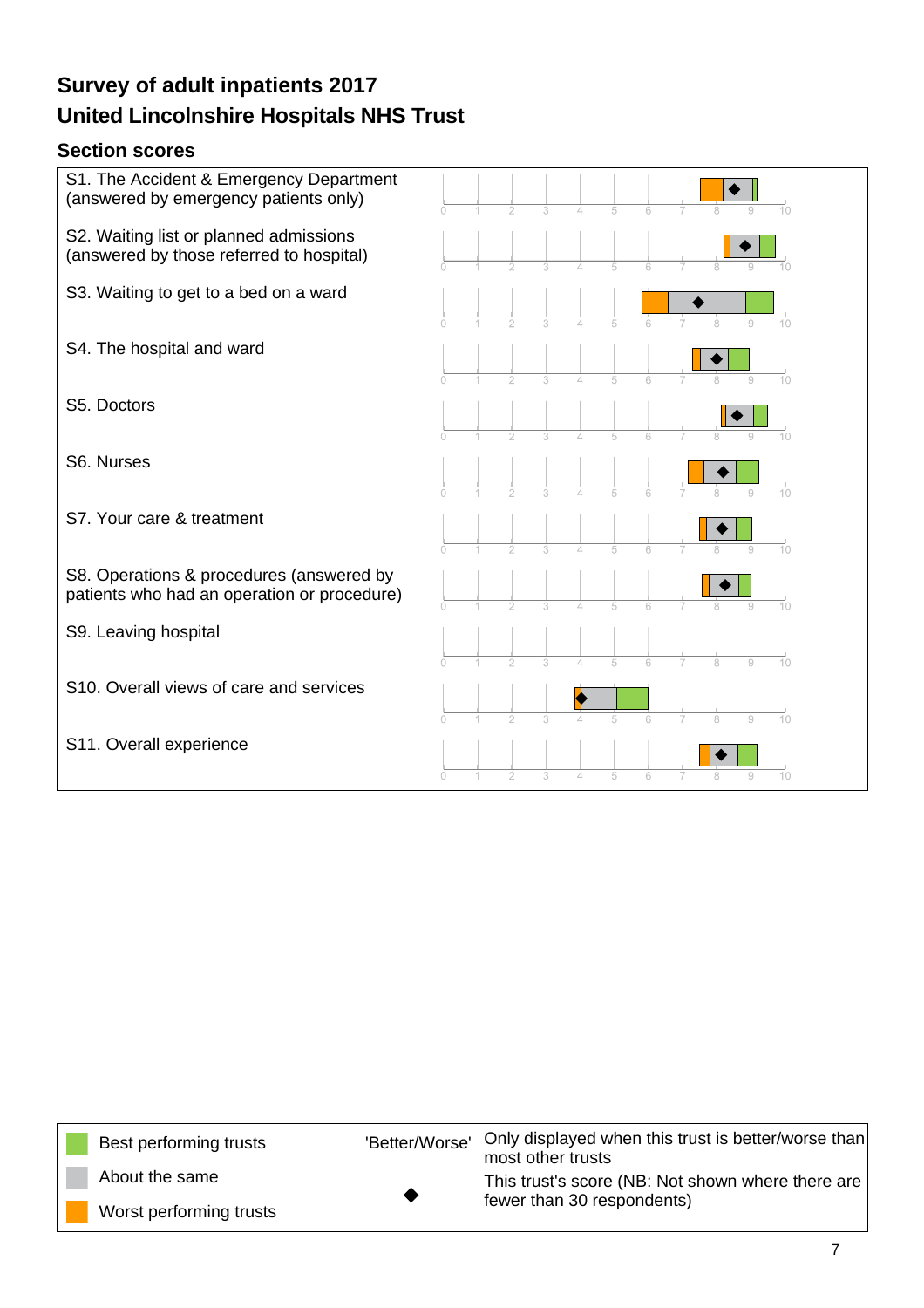# Survey of adult inpatients 2017

# United Lincolnshire Hospitals NHS Trust

## Section scores

S1. The Accident & Emergency Department (answered by emergency patients only)

S2. Waiting list or planned admissions (answered by those referred to hospital)

S3. Waiting to get to a bed on a ward

S4. The hospital and ward

S5. Doctors

S6. Nurses

S7. Your care & treatment

S8. Operations & procedures (answered by patients who had an operation or procedure)

S9. Leaving hospital

S10. Overall views of care and services

S11. Overall experience

| | | | |
|---|---|---|---|
| Best performing trusts | 'Better/Worse' | Only displayed when this trust is better/worse than most other trusts |
| About the same | ◆ | This trust's score (NB: Not shown where there are fewer than 30 respondents) |
| Worst performing trusts | | |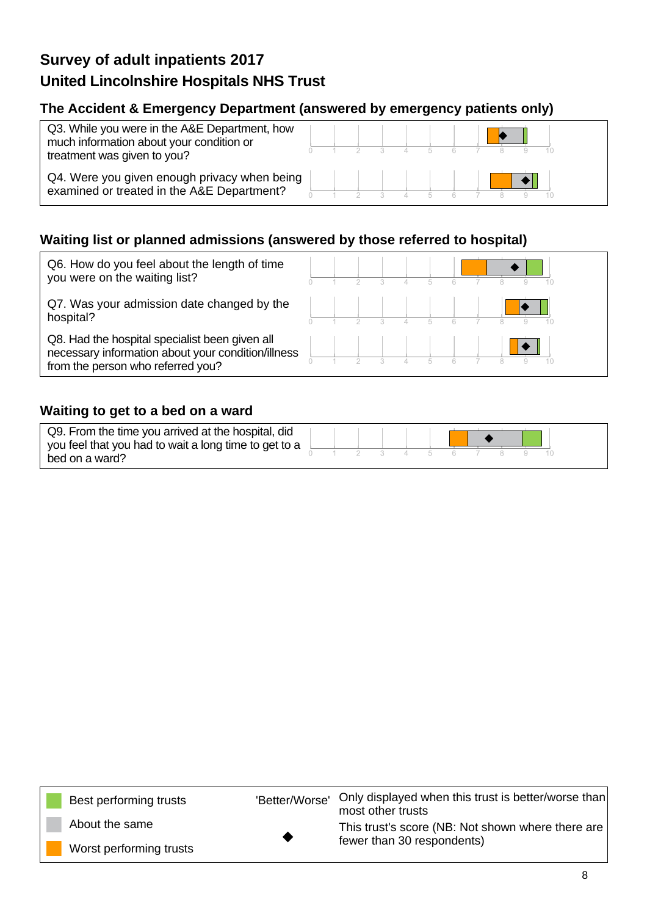# Survey of adult inpatients 2017

## United Lincolnshire Hospitals NHS Trust

### The Accident & Emergency Department (answered by emergency patients only)

Q3. While you were in the A&E Department, how much information about your condition or treatment was given to you?

Q4. Were you given enough privacy when being examined or treated in the A&E Department?

### Waiting list or planned admissions (answered by those referred to hospital)

Q6. How do you feel about the length of time you were on the waiting list?

Q7. Was your admission date changed by the hospital?

Q8. Had the hospital specialist been given all necessary information about your condition/illness from the person who referred you?

### Waiting to get to a bed on a ward

Q9. From the time you arrived at the hospital, did you feel that you had to wait a long time to get to a bed on a ward?

| Legend | | |
|---|---|---|
| Best performing trusts | 'Better/Worse' | Only displayed when this trust is better/worse than most other trusts |
| About the same | ◆ | This trust's score (NB: Not shown where there are fewer than 30 respondents) |
| Worst performing trusts | | |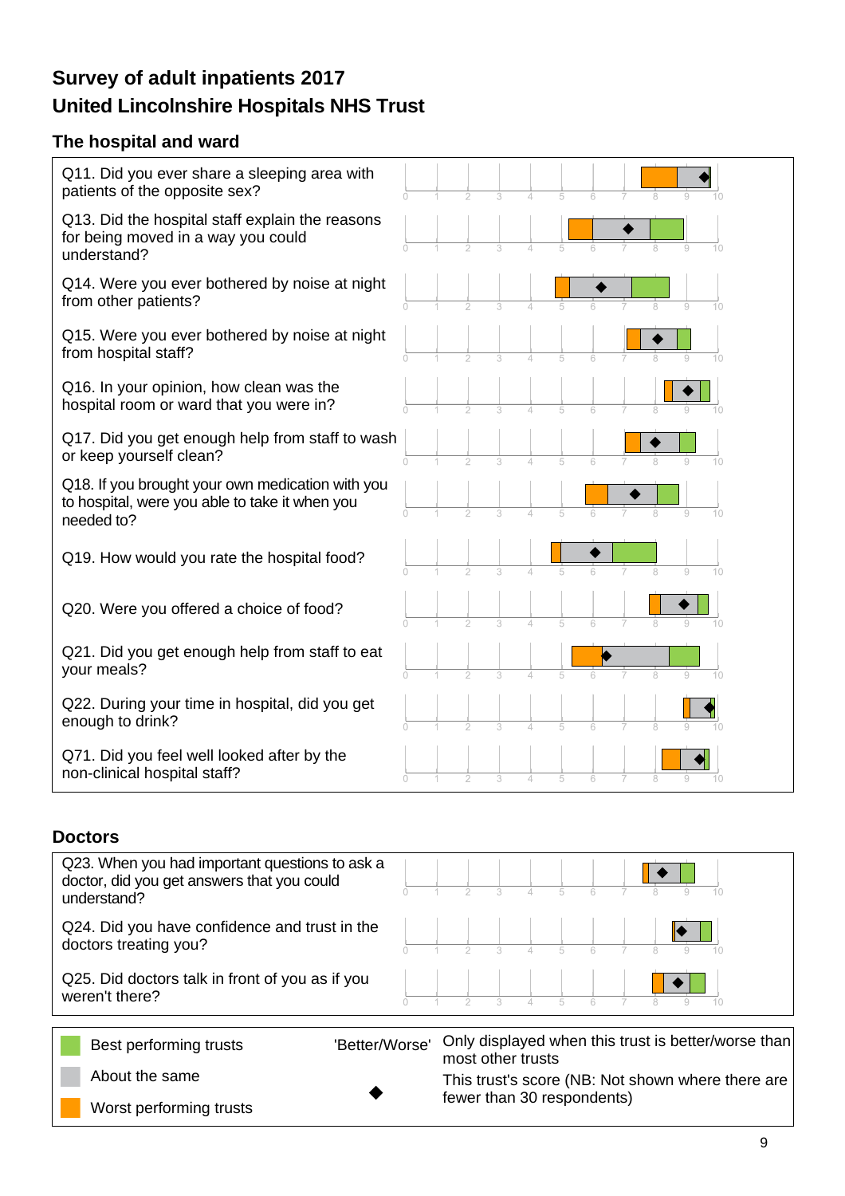## Survey of adult inpatients 2017
## United Lincolnshire Hospitals NHS Trust

### The hospital and ward

Q11. Did you ever share a sleeping area with patients of the opposite sex?

Q13. Did the hospital staff explain the reasons for being moved in a way you could understand?

Q14. Were you ever bothered by noise at night from other patients?

Q15. Were you ever bothered by noise at night from hospital staff?

Q16. In your opinion, how clean was the hospital room or ward that you were in?

Q17. Did you get enough help from staff to wash or keep yourself clean?

Q18. If you brought your own medication with you to hospital, were you able to take it when you needed to?

Q19. How would you rate the hospital food?

Q20. Were you offered a choice of food?

Q21. Did you get enough help from staff to eat your meals?

Q22. During your time in hospital, did you get enough to drink?

Q71. Did you feel well looked after by the non-clinical hospital staff?

### Doctors

Q23. When you had important questions to ask a doctor, did you get answers that you could understand?

Q24. Did you have confidence and trust in the doctors treating you?

Q25. Did doctors talk in front of you as if you weren't there?

| Key | | | |
|---|---|---|---|
| Best performing trusts | | 'Better/Worse' | Only displayed when this trust is better/worse than most other trusts |
| About the same | | ◆ | This trust's score (NB: Not shown where there are fewer than 30 respondents) |
| Worst performing trusts | | | |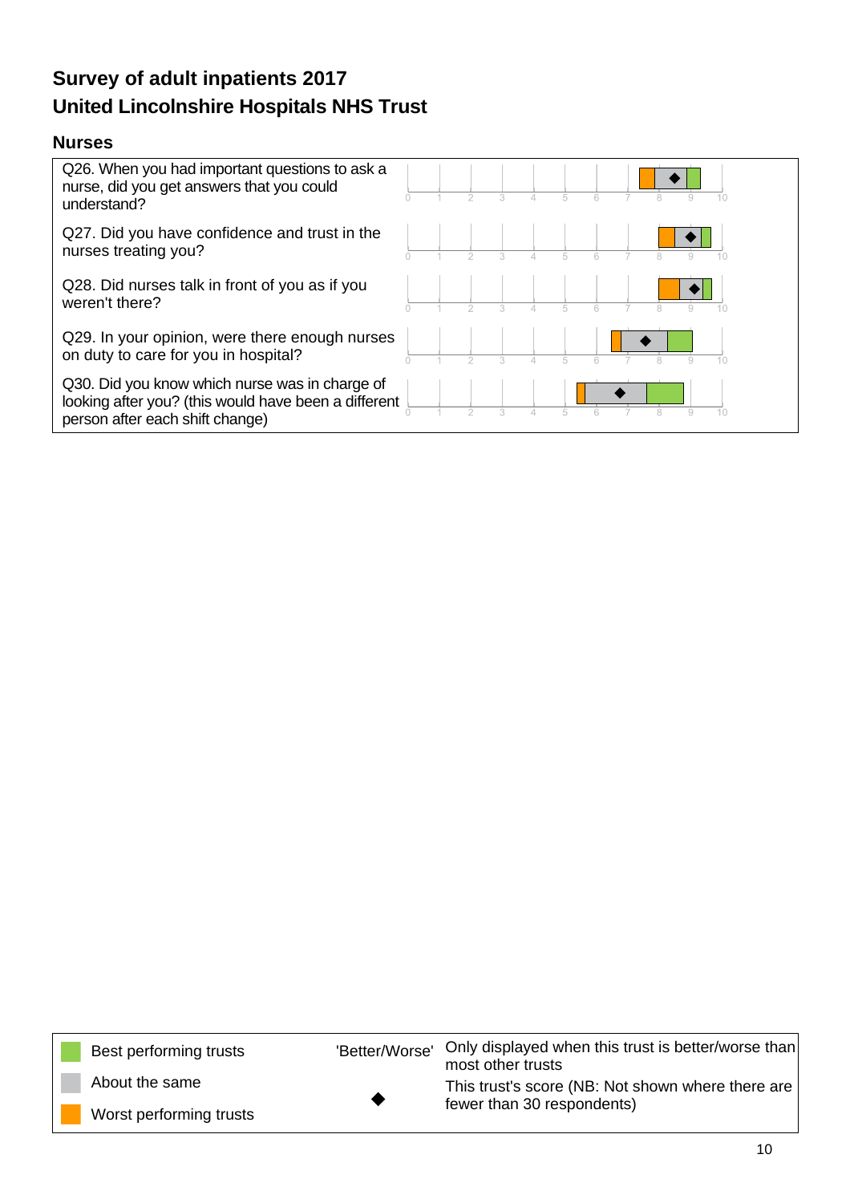## Survey of adult inpatients 2017

## United Lincolnshire Hospitals NHS Trust

### Nurses

Q26. When you had important questions to ask a nurse, did you get answers that you could understand?

Q27. Did you have confidence and trust in the nurses treating you?

Q28. Did nurses talk in front of you as if you weren't there?

Q29. In your opinion, were there enough nurses on duty to care for you in hospital?

Q30. Did you know which nurse was in charge of looking after you? (this would have been a different person after each shift change)

| Legend | | |
|---|---|---|
| Best performing trusts | 'Better/Worse' | Only displayed when this trust is better/worse than most other trusts |
| About the same | ◆ | This trust's score (NB: Not shown where there are fewer than 30 respondents) |
| Worst performing trusts | | |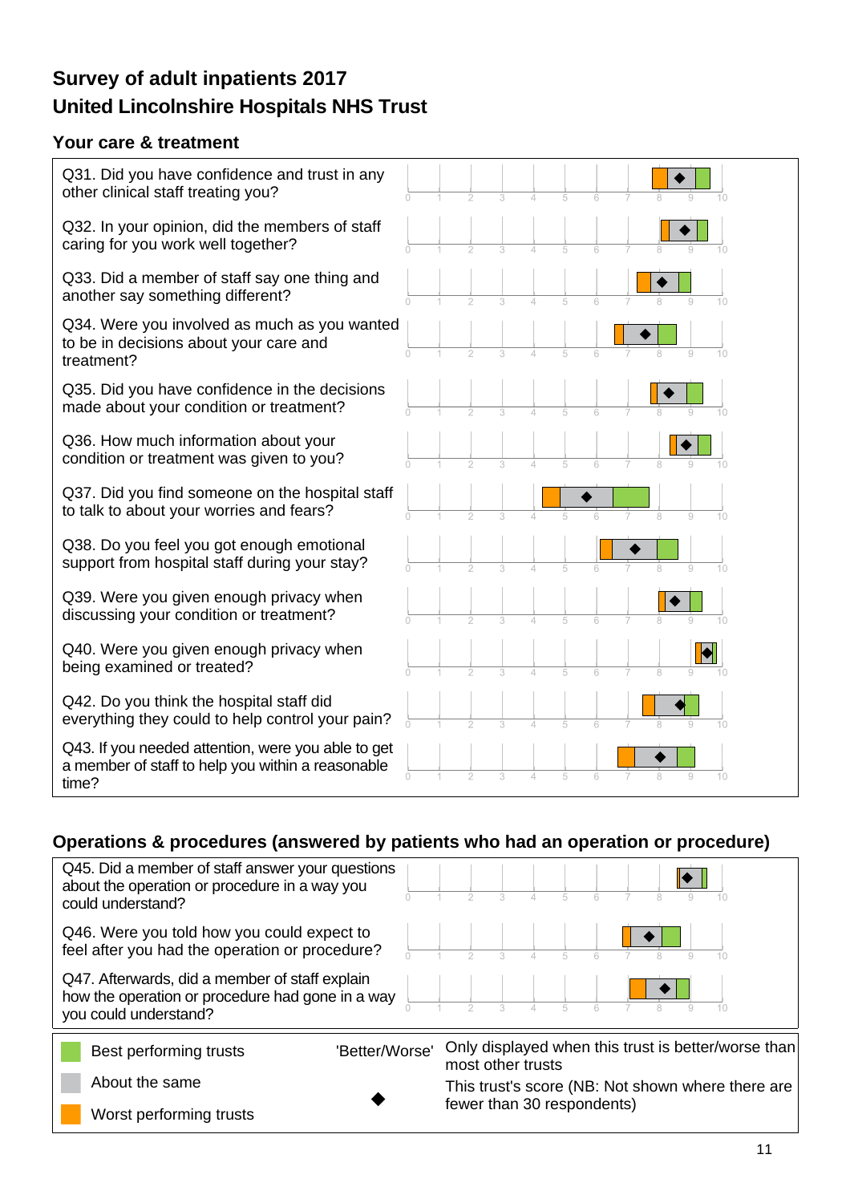# Survey of adult inpatients 2017

## United Lincolnshire Hospitals NHS Trust

### Your care & treatment

Q31. Did you have confidence and trust in any other clinical staff treating you?

Q32. In your opinion, did the members of staff caring for you work well together?

Q33. Did a member of staff say one thing and another say something different?

Q34. Were you involved as much as you wanted to be in decisions about your care and treatment?

Q35. Did you have confidence in the decisions made about your condition or treatment?

Q36. How much information about your condition or treatment was given to you?

Q37. Did you find someone on the hospital staff to talk to about your worries and fears?

Q38. Do you feel you got enough emotional support from hospital staff during your stay?

Q39. Were you given enough privacy when discussing your condition or treatment?

Q40. Were you given enough privacy when being examined or treated?

Q42. Do you think the hospital staff did everything they could to help control your pain?

Q43. If you needed attention, were you able to get a member of staff to help you within a reasonable time?

### Operations & procedures (answered by patients who had an operation or procedure)

Q45. Did a member of staff answer your questions about the operation or procedure in a way you could understand?

Q46. Were you told how you could expect to feel after you had the operation or procedure?

Q47. Afterwards, did a member of staff explain how the operation or procedure had gone in a way you could understand?

| Key | | | |
|---|---|---|---|
| Best performing trusts | | 'Better/Worse' | Only displayed when this trust is better/worse than most other trusts |
| About the same | | ◆ | This trust's score (NB: Not shown where there are fewer than 30 respondents) |
| Worst performing trusts | | | |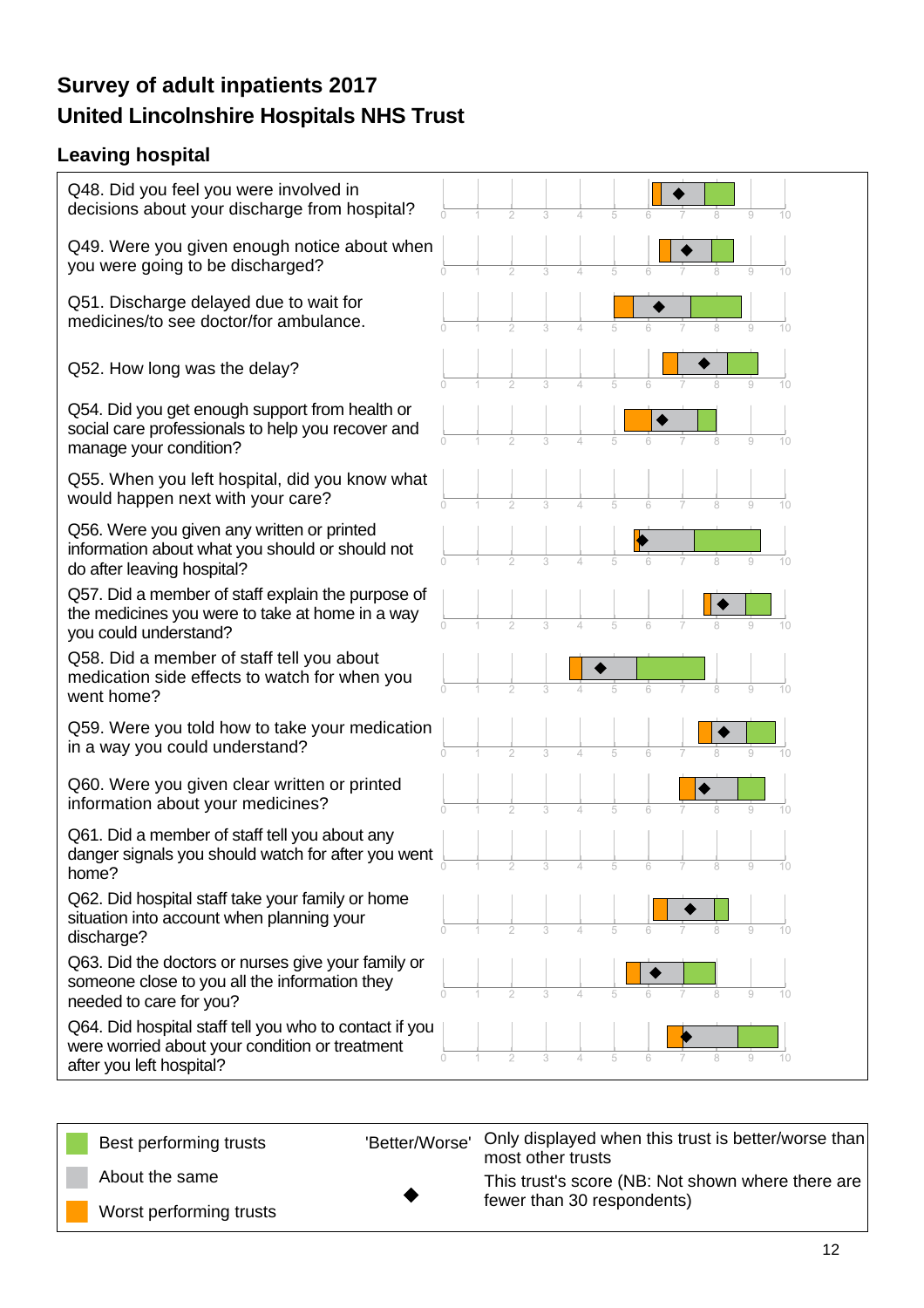# Survey of adult inpatients 2017

# United Lincolnshire Hospitals NHS Trust

## Leaving hospital

Q48. Did you feel you were involved in decisions about your discharge from hospital?

Q49. Were you given enough notice about when you were going to be discharged?

Q51. Discharge delayed due to wait for medicines/to see doctor/for ambulance.

Q52. How long was the delay?

Q54. Did you get enough support from health or social care professionals to help you recover and manage your condition?

Q55. When you left hospital, did you know what would happen next with your care?

Q56. Were you given any written or printed information about what you should or should not do after leaving hospital?

Q57. Did a member of staff explain the purpose of the medicines you were to take at home in a way you could understand?

Q58. Did a member of staff tell you about medication side effects to watch for when you went home?

Q59. Were you told how to take your medication in a way you could understand?

Q60. Were you given clear written or printed information about your medicines?

Q61. Did a member of staff tell you about any danger signals you should watch for after you went home?

Q62. Did hospital staff take your family or home situation into account when planning your discharge?

Q63. Did the doctors or nurses give your family or someone close to you all the information they needed to care for you?

Q64. Did hospital staff tell you who to contact if you were worried about your condition or treatment after you left hospital?

| Legend | | |
|---|---|---|
| Best performing trusts | 'Better/Worse' | Only displayed when this trust is better/worse than most other trusts |
| About the same | ◆ | This trust's score (NB: Not shown where there are fewer than 30 respondents) |
| Worst performing trusts | | |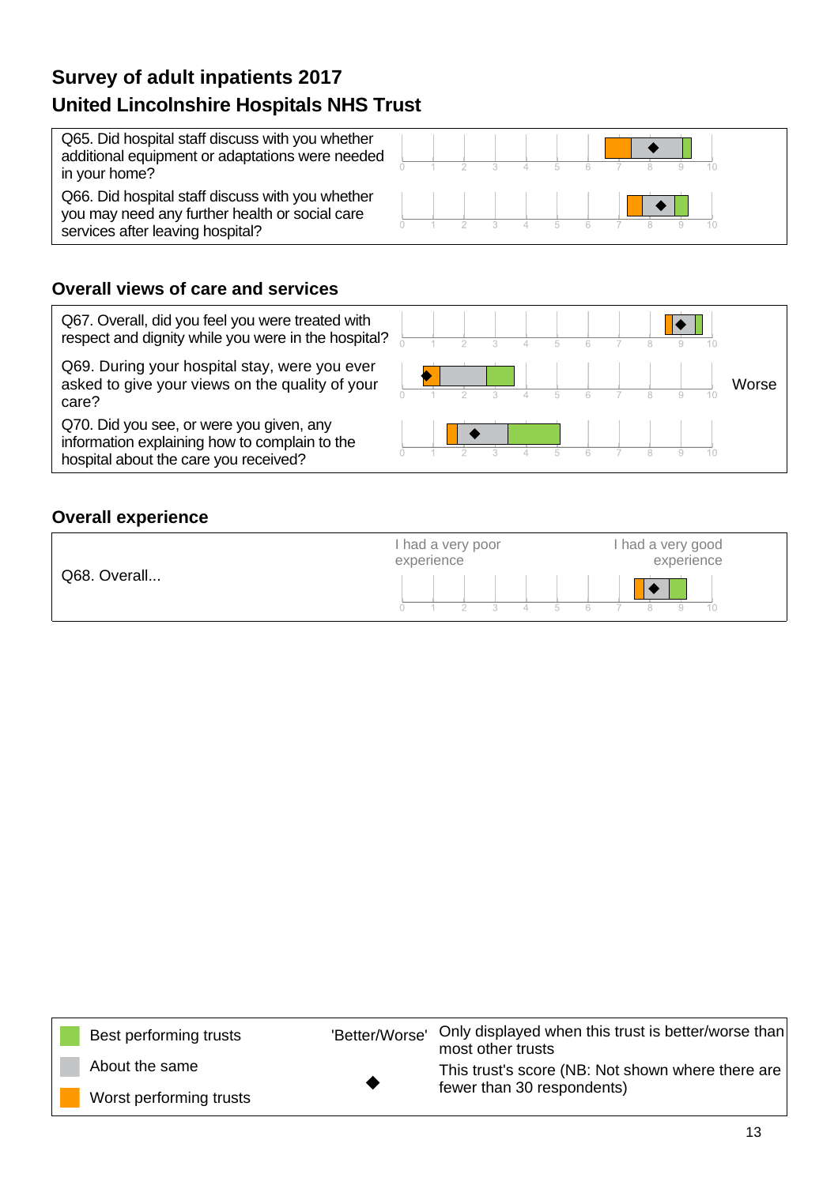## Survey of adult inpatients 2017

## United Lincolnshire Hospitals NHS Trust

| Question | Result |
|---|---|
| Q65. Did hospital staff discuss with you whether additional equipment or adaptations were needed in your home? | |
| Q66. Did hospital staff discuss with you whether you may need any further health or social care services after leaving hospital? | |

### Overall views of care and services

| Question | Result |
|---|---|
| Q67. Overall, did you feel you were treated with respect and dignity while you were in the hospital? | |
| Q69. During your hospital stay, were you ever asked to give your views on the quality of your care? | Worse |
| Q70. Did you see, or were you given, any information explaining how to complain to the hospital about the care you received? | |

### Overall experience

Q68. Overall...

I had a very poor experience — I had a very good experience

| Key | |
|---|---|
| Best performing trusts | |
| About the same | |
| Worst performing trusts | |
| 'Better/Worse' | Only displayed when this trust is better/worse than most other trusts |
| ◆ | This trust's score (NB: Not shown where there are fewer than 30 respondents) |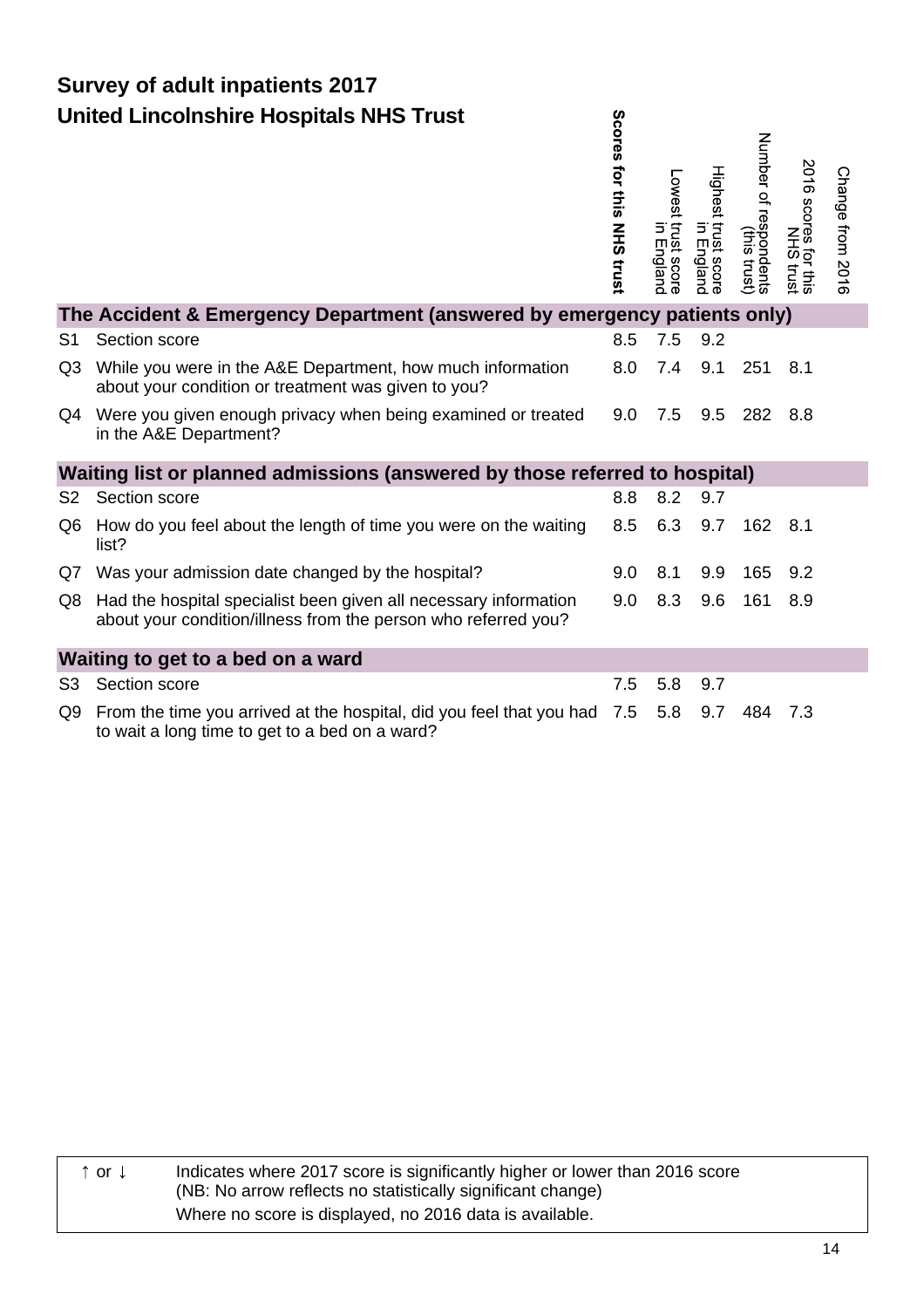# Survey of adult inpatients 2017

## United Lincolnshire Hospitals NHS Trust

| | | **Scores for this NHS trust** | Lowest trust score in England | Highest trust score in England | Number of respondents (this trust) | 2016 scores for this NHS trust | Change from 2016 |
|---|---|---|---|---|---|---|---|
| **The Accident & Emergency Department (answered by emergency patients only)** | | | | | | | |
| S1 | Section score | 8.5 | 7.5 | 9.2 | | | |
| Q3 | While you were in the A&E Department, how much information about your condition or treatment was given to you? | 8.0 | 7.4 | 9.1 | 251 | 8.1 | |
| Q4 | Were you given enough privacy when being examined or treated in the A&E Department? | 9.0 | 7.5 | 9.5 | 282 | 8.8 | |
| **Waiting list or planned admissions (answered by those referred to hospital)** | | | | | | | |
| S2 | Section score | 8.8 | 8.2 | 9.7 | | | |
| Q6 | How do you feel about the length of time you were on the waiting list? | 8.5 | 6.3 | 9.7 | 162 | 8.1 | |
| Q7 | Was your admission date changed by the hospital? | 9.0 | 8.1 | 9.9 | 165 | 9.2 | |
| Q8 | Had the hospital specialist been given all necessary information about your condition/illness from the person who referred you? | 9.0 | 8.3 | 9.6 | 161 | 8.9 | |
| **Waiting to get to a bed on a ward** | | | | | | | |
| S3 | Section score | 7.5 | 5.8 | 9.7 | | | |
| Q9 | From the time you arrived at the hospital, did you feel that you had to wait a long time to get to a bed on a ward? | 7.5 | 5.8 | 9.7 | 484 | 7.3 | |

↑ or ↓ Indicates where 2017 score is significantly higher or lower than 2016 score (NB: No arrow reflects no statistically significant change)
Where no score is displayed, no 2016 data is available.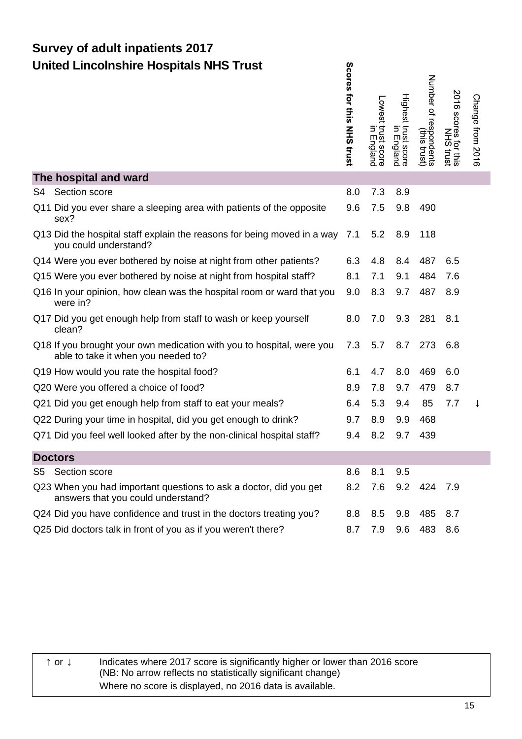## Survey of adult inpatients 2017
## United Lincolnshire Hospitals NHS Trust

| | | Scores for this NHS trust | Lowest trust score in England | Highest trust score in England | Number of respondents (this trust) | 2016 scores for this NHS trust | Change from 2016 |
|---|---|---|---|---|---|---|---|
| **The hospital and ward** | | | | | | | |
| S4 | Section score | 8.0 | 7.3 | 8.9 | | | |
| Q11 | Did you ever share a sleeping area with patients of the opposite sex? | 9.6 | 7.5 | 9.8 | 490 | | |
| Q13 | Did the hospital staff explain the reasons for being moved in a way you could understand? | 7.1 | 5.2 | 8.9 | 118 | | |
| Q14 | Were you ever bothered by noise at night from other patients? | 6.3 | 4.8 | 8.4 | 487 | 6.5 | |
| Q15 | Were you ever bothered by noise at night from hospital staff? | 8.1 | 7.1 | 9.1 | 484 | 7.6 | |
| Q16 | In your opinion, how clean was the hospital room or ward that you were in? | 9.0 | 8.3 | 9.7 | 487 | 8.9 | |
| Q17 | Did you get enough help from staff to wash or keep yourself clean? | 8.0 | 7.0 | 9.3 | 281 | 8.1 | |
| Q18 | If you brought your own medication with you to hospital, were you able to take it when you needed to? | 7.3 | 5.7 | 8.7 | 273 | 6.8 | |
| Q19 | How would you rate the hospital food? | 6.1 | 4.7 | 8.0 | 469 | 6.0 | |
| Q20 | Were you offered a choice of food? | 8.9 | 7.8 | 9.7 | 479 | 8.7 | |
| Q21 | Did you get enough help from staff to eat your meals? | 6.4 | 5.3 | 9.4 | 85 | 7.7 | ↓ |
| Q22 | During your time in hospital, did you get enough to drink? | 9.7 | 8.9 | 9.9 | 468 | | |
| Q71 | Did you feel well looked after by the non-clinical hospital staff? | 9.4 | 8.2 | 9.7 | 439 | | |
| **Doctors** | | | | | | | |
| S5 | Section score | 8.6 | 8.1 | 9.5 | | | |
| Q23 | When you had important questions to ask a doctor, did you get answers that you could understand? | 8.2 | 7.6 | 9.2 | 424 | 7.9 | |
| Q24 | Did you have confidence and trust in the doctors treating you? | 8.8 | 8.5 | 9.8 | 485 | 8.7 | |
| Q25 | Did doctors talk in front of you as if you weren't there? | 8.7 | 7.9 | 9.6 | 483 | 8.6 | |

| | |
|---|---|
| ↑ or ↓ | Indicates where 2017 score is significantly higher or lower than 2016 score (NB: No arrow reflects no statistically significant change) Where no score is displayed, no 2016 data is available. |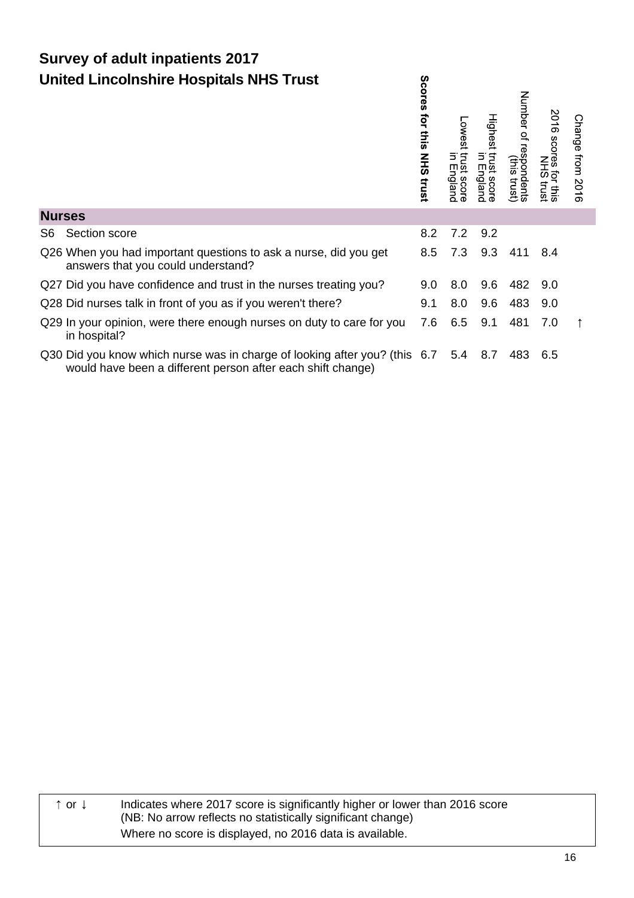# Survey of adult inpatients 2017

## United Lincolnshire Hospitals NHS Trust

| | | Scores for this NHS trust | Lowest trust score in England | Highest trust score in England | Number of respondents (this trust) | 2016 scores for this NHS trust | Change from 2016 |
|---|---|---|---|---|---|---|---|
| **Nurses** | | | | | | | |
| S6 | Section score | 8.2 | 7.2 | 9.2 | | | |
| Q26 | When you had important questions to ask a nurse, did you get answers that you could understand? | 8.5 | 7.3 | 9.3 | 411 | 8.4 | |
| Q27 | Did you have confidence and trust in the nurses treating you? | 9.0 | 8.0 | 9.6 | 482 | 9.0 | |
| Q28 | Did nurses talk in front of you as if you weren't there? | 9.1 | 8.0 | 9.6 | 483 | 9.0 | |
| Q29 | In your opinion, were there enough nurses on duty to care for you in hospital? | 7.6 | 6.5 | 9.1 | 481 | 7.0 | ↑ |
| Q30 | Did you know which nurse was in charge of looking after you? (this would have been a different person after each shift change) | 6.7 | 5.4 | 8.7 | 483 | 6.5 | |

| | |
|---|---|
| ↑ or ↓ | Indicates where 2017 score is significantly higher or lower than 2016 score (NB: No arrow reflects no statistically significant change) Where no score is displayed, no 2016 data is available. |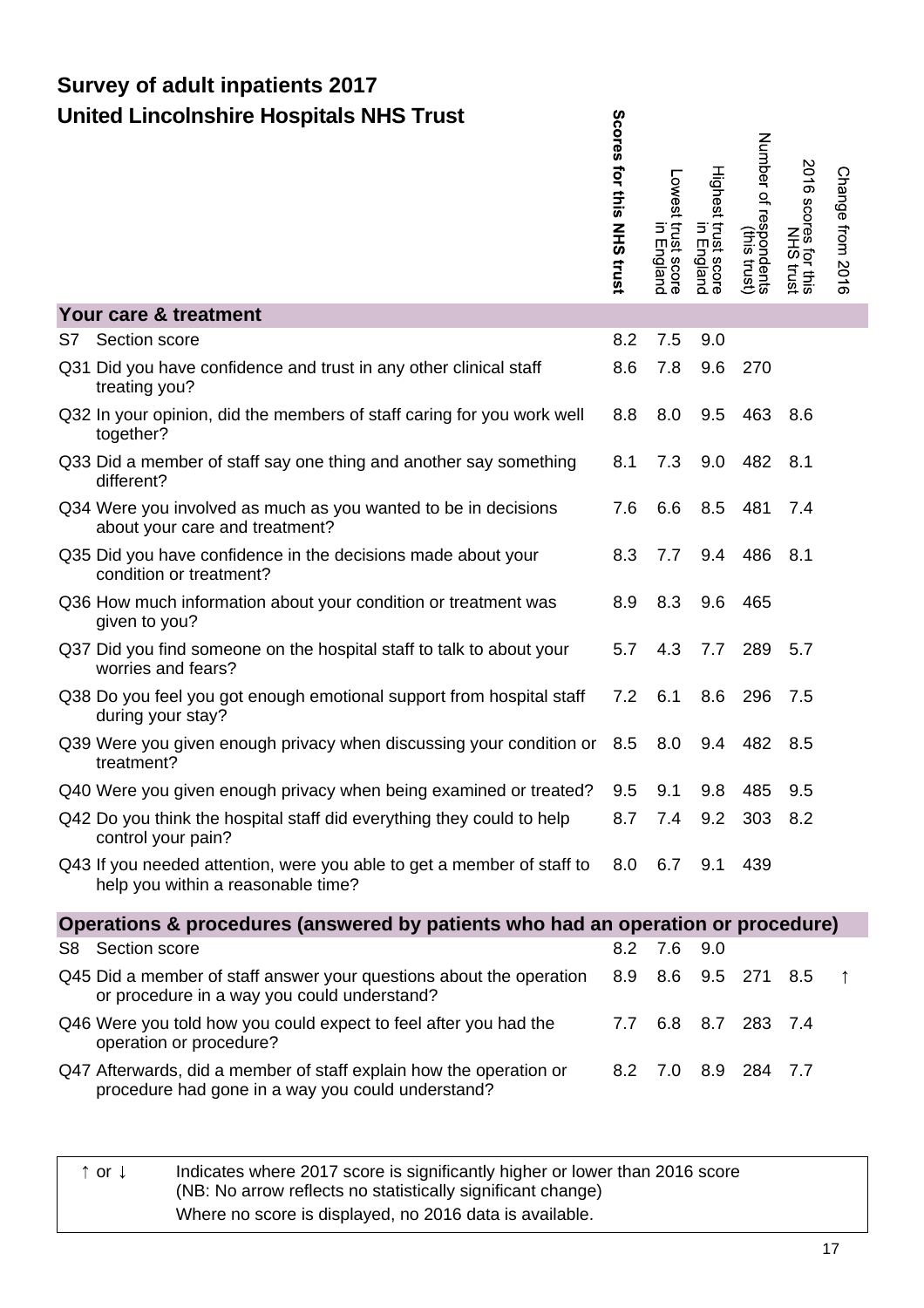# Survey of adult inpatients 2017

## United Lincolnshire Hospitals NHS Trust

| | | Scores for this NHS trust | Lowest trust score in England | Highest trust score in England | Number of respondents (this trust) | 2016 scores for this NHS trust | Change from 2016 |
|---|---|---|---|---|---|---|---|
| **Your care & treatment** | | | | | | | |
| S7 | Section score | 8.2 | 7.5 | 9.0 | | | |
| Q31 | Did you have confidence and trust in any other clinical staff treating you? | 8.6 | 7.8 | 9.6 | 270 | | |
| Q32 | In your opinion, did the members of staff caring for you work well together? | 8.8 | 8.0 | 9.5 | 463 | 8.6 | |
| Q33 | Did a member of staff say one thing and another say something different? | 8.1 | 7.3 | 9.0 | 482 | 8.1 | |
| Q34 | Were you involved as much as you wanted to be in decisions about your care and treatment? | 7.6 | 6.6 | 8.5 | 481 | 7.4 | |
| Q35 | Did you have confidence in the decisions made about your condition or treatment? | 8.3 | 7.7 | 9.4 | 486 | 8.1 | |
| Q36 | How much information about your condition or treatment was given to you? | 8.9 | 8.3 | 9.6 | 465 | | |
| Q37 | Did you find someone on the hospital staff to talk to about your worries and fears? | 5.7 | 4.3 | 7.7 | 289 | 5.7 | |
| Q38 | Do you feel you got enough emotional support from hospital staff during your stay? | 7.2 | 6.1 | 8.6 | 296 | 7.5 | |
| Q39 | Were you given enough privacy when discussing your condition or treatment? | 8.5 | 8.0 | 9.4 | 482 | 8.5 | |
| Q40 | Were you given enough privacy when being examined or treated? | 9.5 | 9.1 | 9.8 | 485 | 9.5 | |
| Q42 | Do you think the hospital staff did everything they could to help control your pain? | 8.7 | 7.4 | 9.2 | 303 | 8.2 | |
| Q43 | If you needed attention, were you able to get a member of staff to help you within a reasonable time? | 8.0 | 6.7 | 9.1 | 439 | | |
| **Operations & procedures (answered by patients who had an operation or procedure)** | | | | | | | |
| S8 | Section score | 8.2 | 7.6 | 9.0 | | | |
| Q45 | Did a member of staff answer your questions about the operation or procedure in a way you could understand? | 8.9 | 8.6 | 9.5 | 271 | 8.5 | ↑ |
| Q46 | Were you told how you could expect to feel after you had the operation or procedure? | 7.7 | 6.8 | 8.7 | 283 | 7.4 | |
| Q47 | Afterwards, did a member of staff explain how the operation or procedure had gone in a way you could understand? | 8.2 | 7.0 | 8.9 | 284 | 7.7 | |

↑ or ↓ Indicates where 2017 score is significantly higher or lower than 2016 score (NB: No arrow reflects no statistically significant change)
Where no score is displayed, no 2016 data is available.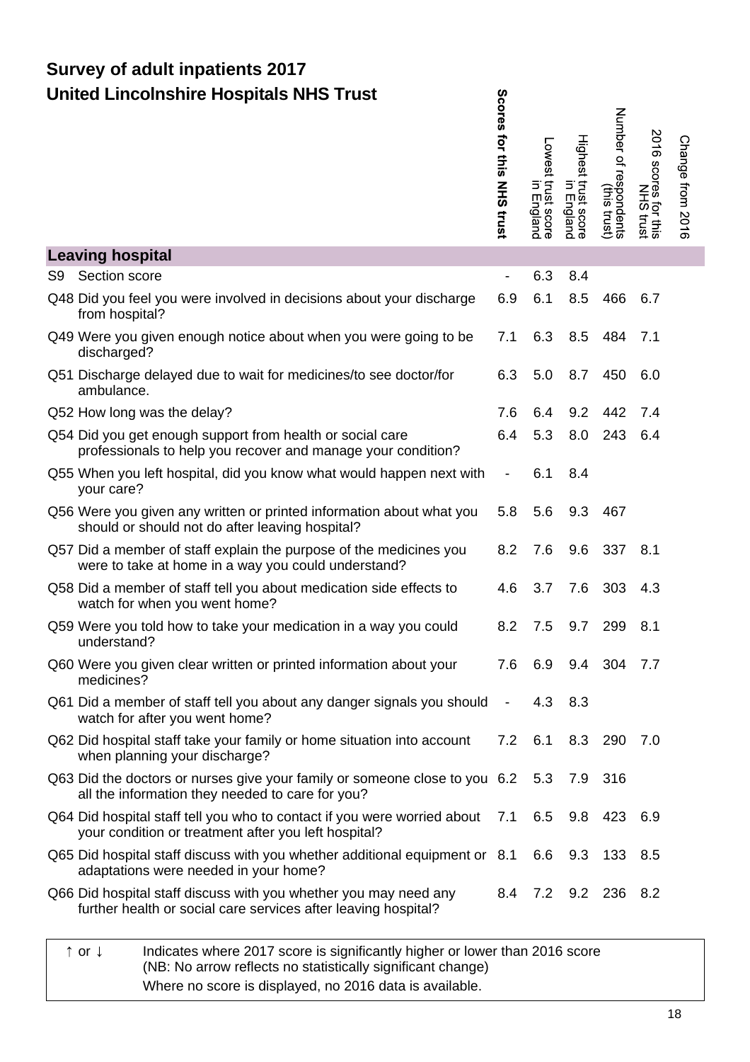# Survey of adult inpatients 2017

## United Lincolnshire Hospitals NHS Trust

| | | Scores for this NHS trust | Lowest trust score in England | Highest trust score in England | Number of respondents (this trust) | 2016 scores for this NHS trust | Change from 2016 |
|---|---|---|---|---|---|---|---|
| **Leaving hospital** | | | | | | | |
| S9 | Section score | - | 6.3 | 8.4 | | | |
| Q48 | Did you feel you were involved in decisions about your discharge from hospital? | 6.9 | 6.1 | 8.5 | 466 | 6.7 | |
| Q49 | Were you given enough notice about when you were going to be discharged? | 7.1 | 6.3 | 8.5 | 484 | 7.1 | |
| Q51 | Discharge delayed due to wait for medicines/to see doctor/for ambulance. | 6.3 | 5.0 | 8.7 | 450 | 6.0 | |
| Q52 | How long was the delay? | 7.6 | 6.4 | 9.2 | 442 | 7.4 | |
| Q54 | Did you get enough support from health or social care professionals to help you recover and manage your condition? | 6.4 | 5.3 | 8.0 | 243 | 6.4 | |
| Q55 | When you left hospital, did you know what would happen next with your care? | - | 6.1 | 8.4 | | | |
| Q56 | Were you given any written or printed information about what you should or should not do after leaving hospital? | 5.8 | 5.6 | 9.3 | 467 | | |
| Q57 | Did a member of staff explain the purpose of the medicines you were to take at home in a way you could understand? | 8.2 | 7.6 | 9.6 | 337 | 8.1 | |
| Q58 | Did a member of staff tell you about medication side effects to watch for when you went home? | 4.6 | 3.7 | 7.6 | 303 | 4.3 | |
| Q59 | Were you told how to take your medication in a way you could understand? | 8.2 | 7.5 | 9.7 | 299 | 8.1 | |
| Q60 | Were you given clear written or printed information about your medicines? | 7.6 | 6.9 | 9.4 | 304 | 7.7 | |
| Q61 | Did a member of staff tell you about any danger signals you should watch for after you went home? | - | 4.3 | 8.3 | | | |
| Q62 | Did hospital staff take your family or home situation into account when planning your discharge? | 7.2 | 6.1 | 8.3 | 290 | 7.0 | |
| Q63 | Did the doctors or nurses give your family or someone close to you all the information they needed to care for you? | 6.2 | 5.3 | 7.9 | 316 | | |
| Q64 | Did hospital staff tell you who to contact if you were worried about your condition or treatment after you left hospital? | 7.1 | 6.5 | 9.8 | 423 | 6.9 | |
| Q65 | Did hospital staff discuss with you whether additional equipment or adaptations were needed in your home? | 8.1 | 6.6 | 9.3 | 133 | 8.5 | |
| Q66 | Did hospital staff discuss with you whether you may need any further health or social care services after leaving hospital? | 8.4 | 7.2 | 9.2 | 236 | 8.2 | |

| | |
|---|---|
| ↑ or ↓ | Indicates where 2017 score is significantly higher or lower than 2016 score (NB: No arrow reflects no statistically significant change) Where no score is displayed, no 2016 data is available. |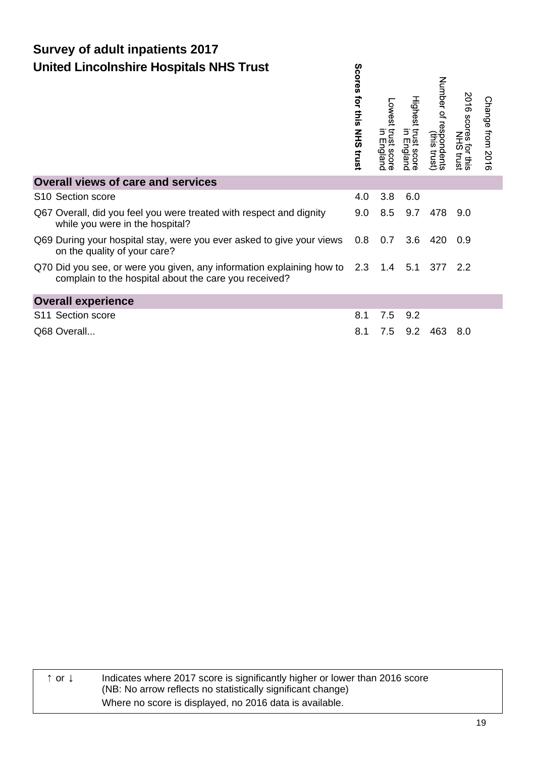# Survey of adult inpatients 2017

## United Lincolnshire Hospitals NHS Trust

| | Scores for this NHS trust | Lowest trust score in England | Highest trust score in England | Number of respondents (this trust) | 2016 scores for this NHS trust | Change from 2016 |
|---|---|---|---|---|---|---|
| **Overall views of care and services** | | | | | | |
| S10 Section score | 4.0 | 3.8 | 6.0 | | | |
| Q67 Overall, did you feel you were treated with respect and dignity while you were in the hospital? | 9.0 | 8.5 | 9.7 | 478 | 9.0 | |
| Q69 During your hospital stay, were you ever asked to give your views on the quality of your care? | 0.8 | 0.7 | 3.6 | 420 | 0.9 | |
| Q70 Did you see, or were you given, any information explaining how to complain to the hospital about the care you received? | 2.3 | 1.4 | 5.1 | 377 | 2.2 | |
| **Overall experience** | | | | | | |
| S11 Section score | 8.1 | 7.5 | 9.2 | | | |
| Q68 Overall... | 8.1 | 7.5 | 9.2 | 463 | 8.0 | |

| | |
|---|---|
| ↑ or ↓ | Indicates where 2017 score is significantly higher or lower than 2016 score (NB: No arrow reflects no statistically significant change) Where no score is displayed, no 2016 data is available. |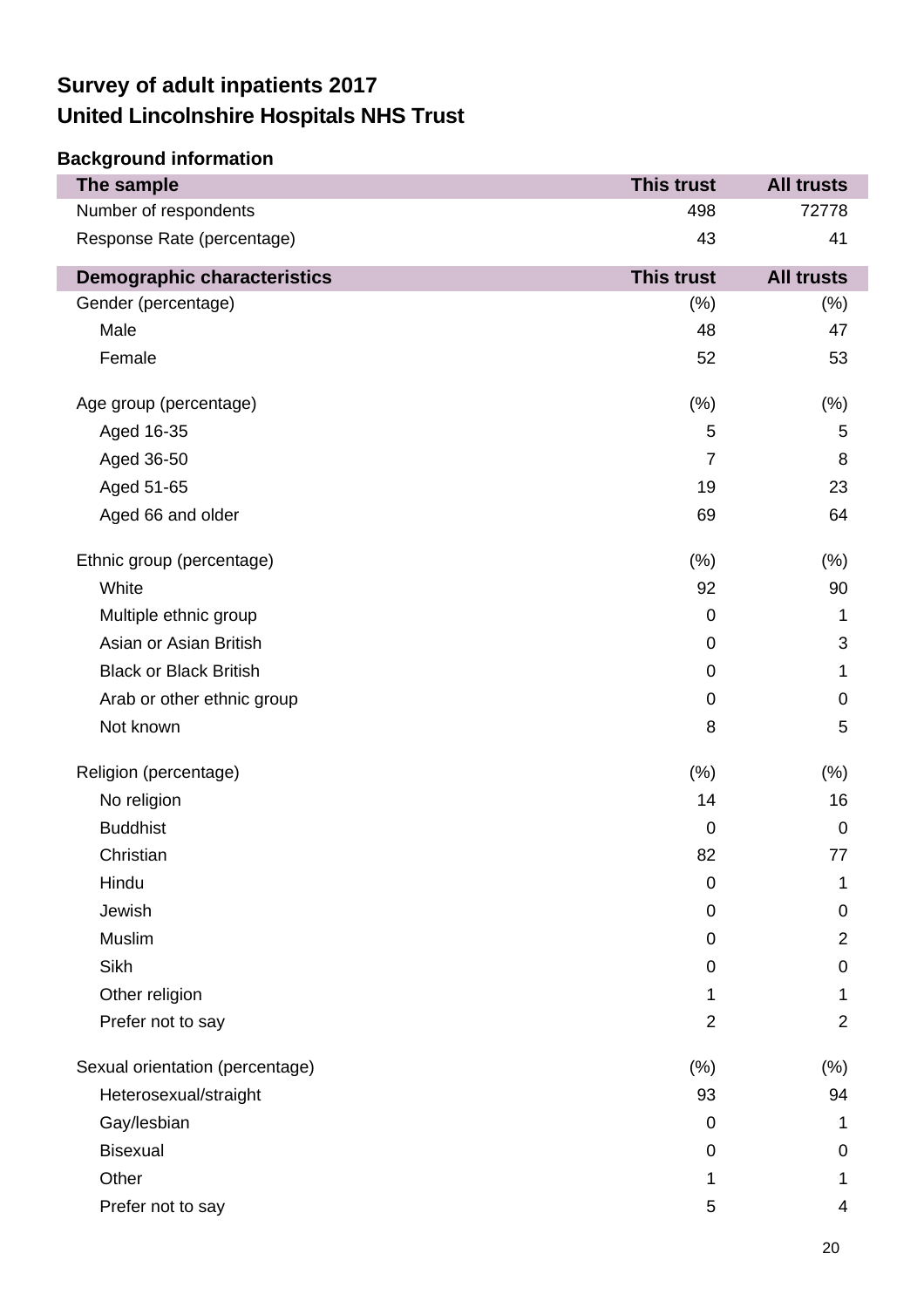# Survey of adult inpatients 2017
# United Lincolnshire Hospitals NHS Trust

### Background information

| The sample | This trust | All trusts |
|---|---|---|
| Number of respondents | 498 | 72778 |
| Response Rate (percentage) | 43 | 41 |

| Demographic characteristics | This trust | All trusts |
|---|---|---|
| Gender (percentage) | (%) | (%) |
| Male | 48 | 47 |
| Female | 52 | 53 |
| Age group (percentage) | (%) | (%) |
| Aged 16-35 | 5 | 5 |
| Aged 36-50 | 7 | 8 |
| Aged 51-65 | 19 | 23 |
| Aged 66 and older | 69 | 64 |
| Ethnic group (percentage) | (%) | (%) |
| White | 92 | 90 |
| Multiple ethnic group | 0 | 1 |
| Asian or Asian British | 0 | 3 |
| Black or Black British | 0 | 1 |
| Arab or other ethnic group | 0 | 0 |
| Not known | 8 | 5 |
| Religion (percentage) | (%) | (%) |
| No religion | 14 | 16 |
| Buddhist | 0 | 0 |
| Christian | 82 | 77 |
| Hindu | 0 | 1 |
| Jewish | 0 | 0 |
| Muslim | 0 | 2 |
| Sikh | 0 | 0 |
| Other religion | 1 | 1 |
| Prefer not to say | 2 | 2 |
| Sexual orientation (percentage) | (%) | (%) |
| Heterosexual/straight | 93 | 94 |
| Gay/lesbian | 0 | 1 |
| Bisexual | 0 | 0 |
| Other | 1 | 1 |
| Prefer not to say | 5 | 4 |